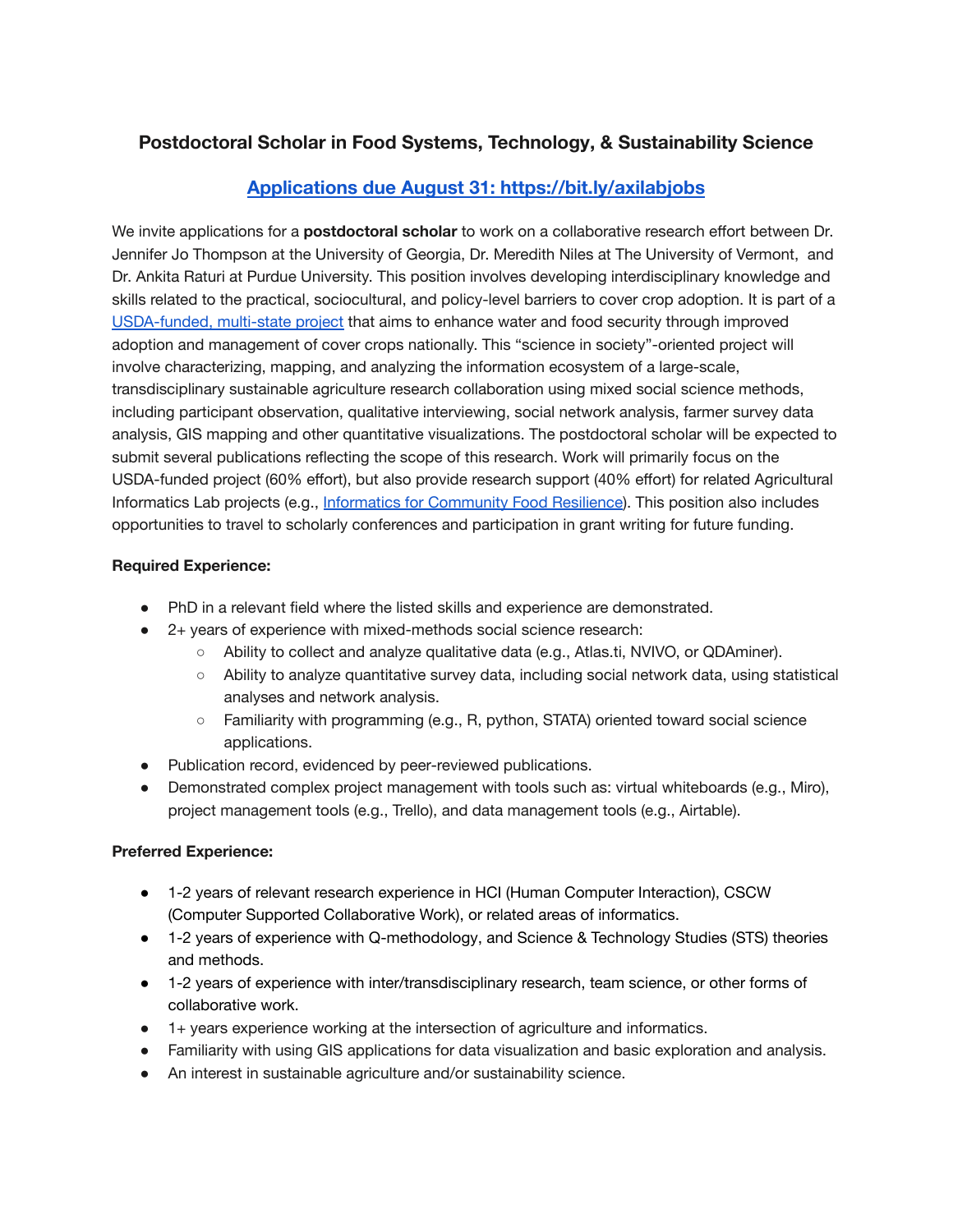# Postdoctoral Scholar in Food Systems, Technology, & Sustainability Science

## [Applications due August 31: https://bit.ly/axilabjobs](https://bit.ly/axilabjobs)

We invite applications for a **postdoctoral scholar** to work on a collaborative research effort between Dr. Jennifer Jo Thompson at the University of Georgia, Dr. Meredith Niles at The University of Vermont, and Dr. Ankita Raturi at Purdue University. This position involves developing interdisciplinary knowledge and skills related to the practical, sociocultural, and policy-level barriers to cover crop adoption. It is part of a USDA-funded, multi-state project that aims to enhance water and food security through improved adoption and management of cover crops nationally. This "science in society"-oriented project will involve characterizing, mapping, and analyzing the information ecosystem of a large-scale, transdisciplinary sustainable agriculture research collaboration using mixed social science methods, including participant observation, qualitative interviewing, social network analysis, farmer survey data analysis, GIS mapping and other quantitative visualizations. The postdoctoral scholar will be expected to submit several publications reflecting the scope of this research. Work will primarily focus on the USDA-funded project (60% effort), but also provide research support (40% effort) for related Agricultural Informatics Lab projects (e.g., Informatics for Community Food Resilience). This position also includes opportunities to travel to scholarly conferences and participation in grant writing for future funding.

**Required Experience:**

- PhD in a relevant field where the listed skills and experience are demonstrated.
- 2+ years of experience with mixed-methods social science research:
  - Ability to collect and analyze qualitative data (e.g., Atlas.ti, NVIVO, or QDAminer).
  - Ability to analyze quantitative survey data, including social network data, using statistical analyses and network analysis.
  - Familiarity with programming (e.g., R, python, STATA) oriented toward social science applications.
- Publication record, evidenced by peer-reviewed publications.
- Demonstrated complex project management with tools such as: virtual whiteboards (e.g., Miro), project management tools (e.g., Trello), and data management tools (e.g., Airtable).

**Preferred Experience:**

- 1-2 years of relevant research experience in HCI (Human Computer Interaction), CSCW (Computer Supported Collaborative Work), or related areas of informatics.
- 1-2 years of experience with Q-methodology, and Science & Technology Studies (STS) theories and methods.
- 1-2 years of experience with inter/transdisciplinary research, team science, or other forms of collaborative work.
- 1+ years experience working at the intersection of agriculture and informatics.
- Familiarity with using GIS applications for data visualization and basic exploration and analysis.
- An interest in sustainable agriculture and/or sustainability science.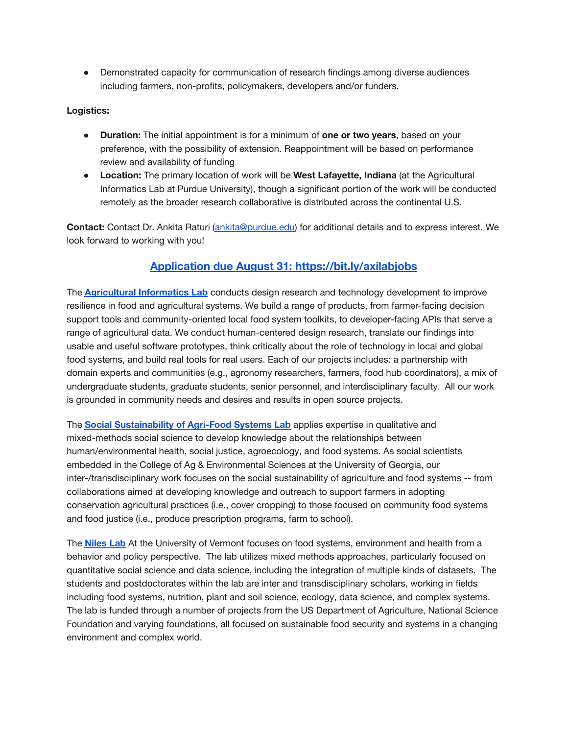- Demonstrated capacity for communication of research findings among diverse audiences including farmers, non-profits, policymakers, developers and/or funders.

**Logistics:**

- **Duration:** The initial appointment is for a minimum of **one or two years**, based on your preference, with the possibility of extension. Reappointment will be based on performance review and availability of funding
- **Location:** The primary location of work will be **West Lafayette, Indiana** (at the Agricultural Informatics Lab at Purdue University), though a significant portion of the work will be conducted remotely as the broader research collaborative is distributed across the continental U.S.

**Contact:** Contact Dr. Ankita Raturi (ankita@purdue.edu) for additional details and to express interest. We look forward to working with you!

## Application due August 31: https://bit.ly/axilabjobs

The **Agricultural Informatics Lab** conducts design research and technology development to improve resilience in food and agricultural systems. We build a range of products, from farmer-facing decision support tools and community-oriented local food system toolkits, to developer-facing APIs that serve a range of agricultural data. We conduct human-centered design research, translate our findings into usable and useful software prototypes, think critically about the role of technology in local and global food systems, and build real tools for real users. Each of our projects includes: a partnership with domain experts and communities (e.g., agronomy researchers, farmers, food hub coordinators), a mix of undergraduate students, graduate students, senior personnel, and interdisciplinary faculty. All our work is grounded in community needs and desires and results in open source projects.

The **Social Sustainability of Agri-Food Systems Lab** applies expertise in qualitative and mixed-methods social science to develop knowledge about the relationships between human/environmental health, social justice, agroecology, and food systems. As social scientists embedded in the College of Ag & Environmental Sciences at the University of Georgia, our inter-/transdisciplinary work focuses on the social sustainability of agriculture and food systems -- from collaborations aimed at developing knowledge and outreach to support farmers in adopting conservation agricultural practices (i.e., cover cropping) to those focused on community food systems and food justice (i.e., produce prescription programs, farm to school).

The **Niles Lab** At the University of Vermont focuses on food systems, environment and health from a behavior and policy perspective. The lab utilizes mixed methods approaches, particularly focused on quantitative social science and data science, including the integration of multiple kinds of datasets. The students and postdoctorates within the lab are inter and transdisciplinary scholars, working in fields including food systems, nutrition, plant and soil science, ecology, data science, and complex systems. The lab is funded through a number of projects from the US Department of Agriculture, National Science Foundation and varying foundations, all focused on sustainable food security and systems in a changing environment and complex world.